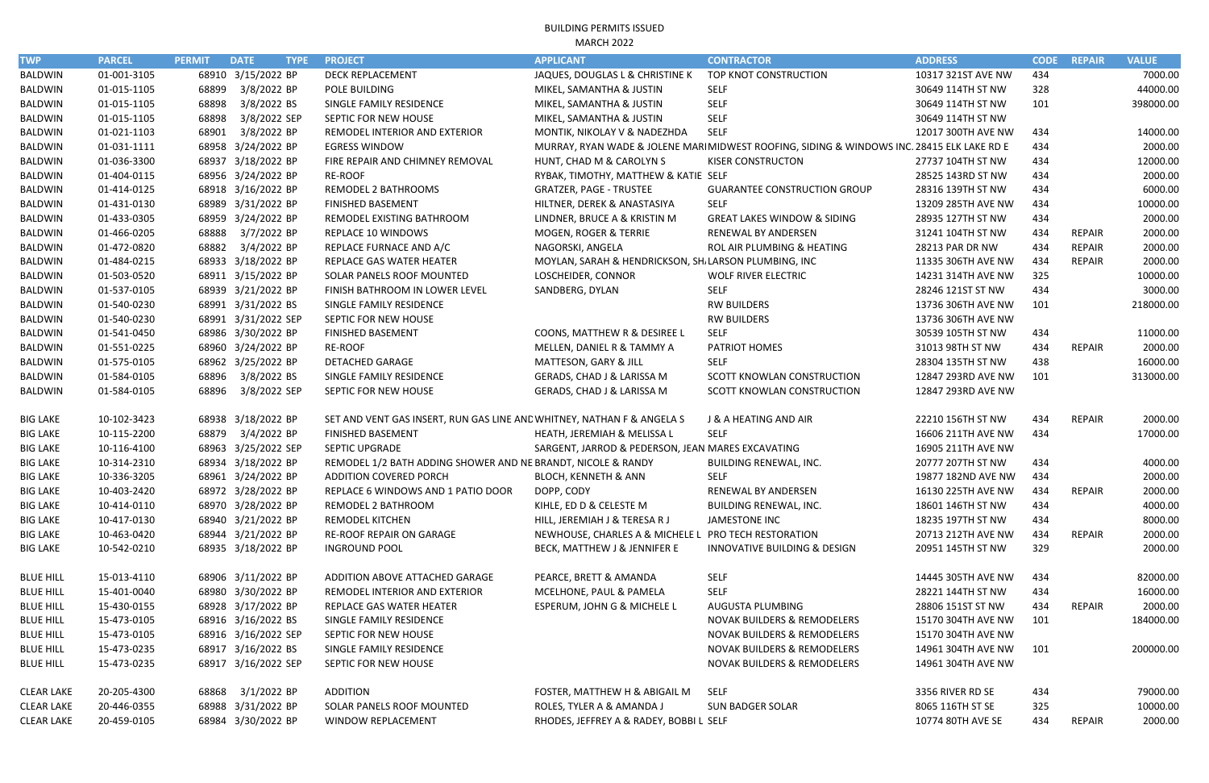# BUILDING PERMITS ISSUED

## MARCH 2022

| TWP | PARCEL | PERMIT | DATE | TYPE | PROJECT | APPLICANT | CONTRACTOR | ADDRESS | CODE | REPAIR | VALUE |
|---|---|---|---|---|---|---|---|---|---|---|---|
| BALDWIN | 01-001-3105 | 68910 | 3/15/2022 | BP | DECK REPLACEMENT | JAQUES, DOUGLAS L & CHRISTINE K | TOP KNOT CONSTRUCTION | 10317 321ST AVE NW | 434 | | 7000.00 |
| BALDWIN | 01-015-1105 | 68899 | 3/8/2022 | BP | POLE BUILDING | MIKEL, SAMANTHA & JUSTIN | SELF | 30649 114TH ST NW | 328 | | 44000.00 |
| BALDWIN | 01-015-1105 | 68898 | 3/8/2022 | BS | SINGLE FAMILY RESIDENCE | MIKEL, SAMANTHA & JUSTIN | SELF | 30649 114TH ST NW | 101 | | 398000.00 |
| BALDWIN | 01-015-1105 | 68898 | 3/8/2022 | SEP | SEPTIC FOR NEW HOUSE | MIKEL, SAMANTHA & JUSTIN | SELF | 30649 114TH ST NW | | | |
| BALDWIN | 01-021-1103 | 68901 | 3/8/2022 | BP | REMODEL INTERIOR AND EXTERIOR | MONTIK, NIKOLAY V & NADEZHDA | SELF | 12017 300TH AVE NW | 434 | | 14000.00 |
| BALDWIN | 01-031-1111 | 68958 | 3/24/2022 | BP | EGRESS WINDOW | MURRAY, RYAN WADE & JOLENE MARI | MIDWEST ROOFING, SIDING & WINDOWS INC. | 28415 ELK LAKE RD E | 434 | | 2000.00 |
| BALDWIN | 01-036-3300 | 68937 | 3/18/2022 | BP | FIRE REPAIR AND CHIMNEY REMOVAL | HUNT, CHAD M & CAROLYN S | KISER CONSTRUCTON | 27737 104TH ST NW | 434 | | 12000.00 |
| BALDWIN | 01-404-0115 | 68956 | 3/24/2022 | BP | RE-ROOF | RYBAK, TIMOTHY, MATTHEW & KATIE | SELF | 28525 143RD ST NW | 434 | | 2000.00 |
| BALDWIN | 01-414-0125 | 68918 | 3/16/2022 | BP | REMODEL 2 BATHROOMS | GRATZER, PAGE - TRUSTEE | GUARANTEE CONSTRUCTION GROUP | 28316 139TH ST NW | 434 | | 6000.00 |
| BALDWIN | 01-431-0130 | 68989 | 3/31/2022 | BP | FINISHED BASEMENT | HILTNER, DEREK & ANASTASIYA | SELF | 13209 285TH AVE NW | 434 | | 10000.00 |
| BALDWIN | 01-433-0305 | 68959 | 3/24/2022 | BP | REMODEL EXISTING BATHROOM | LINDNER, BRUCE A & KRISTIN M | GREAT LAKES WINDOW & SIDING | 28935 127TH ST NW | 434 | | 2000.00 |
| BALDWIN | 01-466-0205 | 68888 | 3/7/2022 | BP | REPLACE 10 WINDOWS | MOGEN, ROGER & TERRIE | RENEWAL BY ANDERSEN | 31241 104TH ST NW | 434 | REPAIR | 2000.00 |
| BALDWIN | 01-472-0820 | 68882 | 3/4/2022 | BP | REPLACE FURNACE AND A/C | NAGORSKI, ANGELA | ROL AIR PLUMBING & HEATING | 28213 PAR DR NW | 434 | REPAIR | 2000.00 |
| BALDWIN | 01-484-0215 | 68933 | 3/18/2022 | BP | REPLACE GAS WATER HEATER | MOYLAN, SARAH & HENDRICKSON, SH | LARSON PLUMBING, INC | 11335 306TH AVE NW | 434 | REPAIR | 2000.00 |
| BALDWIN | 01-503-0520 | 68911 | 3/15/2022 | BP | SOLAR PANELS ROOF MOUNTED | LOSCHEIDER, CONNOR | WOLF RIVER ELECTRIC | 14231 314TH AVE NW | 325 | | 10000.00 |
| BALDWIN | 01-537-0105 | 68939 | 3/21/2022 | BP | FINISH BATHROOM IN LOWER LEVEL | SANDBERG, DYLAN | SELF | 28246 121ST ST NW | 434 | | 3000.00 |
| BALDWIN | 01-540-0230 | 68991 | 3/31/2022 | BS | SINGLE FAMILY RESIDENCE | | RW BUILDERS | 13736 306TH AVE NW | 101 | | 218000.00 |
| BALDWIN | 01-540-0230 | 68991 | 3/31/2022 | SEP | SEPTIC FOR NEW HOUSE | | RW BUILDERS | 13736 306TH AVE NW | | | |
| BALDWIN | 01-541-0450 | 68986 | 3/30/2022 | BP | FINISHED BASEMENT | COONS, MATTHEW R & DESIREE L | SELF | 30539 105TH ST NW | 434 | | 11000.00 |
| BALDWIN | 01-551-0225 | 68960 | 3/24/2022 | BP | RE-ROOF | MELLEN, DANIEL R & TAMMY A | PATRIOT HOMES | 31013 98TH ST NW | 434 | REPAIR | 2000.00 |
| BALDWIN | 01-575-0105 | 68962 | 3/25/2022 | BP | DETACHED GARAGE | MATTESON, GARY & JILL | SELF | 28304 135TH ST NW | 438 | | 16000.00 |
| BALDWIN | 01-584-0105 | 68896 | 3/8/2022 | BS | SINGLE FAMILY RESIDENCE | GERADS, CHAD J & LARISSA M | SCOTT KNOWLAN CONSTRUCTION | 12847 293RD AVE NW | 101 | | 313000.00 |
| BALDWIN | 01-584-0105 | 68896 | 3/8/2022 | SEP | SEPTIC FOR NEW HOUSE | GERADS, CHAD J & LARISSA M | SCOTT KNOWLAN CONSTRUCTION | 12847 293RD AVE NW | | | |
| BIG LAKE | 10-102-3423 | 68938 | 3/18/2022 | BP | SET AND VENT GAS INSERT, RUN GAS LINE AND | WHITNEY, NATHAN F & ANGELA S | J & A HEATING AND AIR | 22210 156TH ST NW | 434 | REPAIR | 2000.00 |
| BIG LAKE | 10-115-2200 | 68879 | 3/4/2022 | BP | FINISHED BASEMENT | HEATH, JEREMIAH & MELISSA L | SELF | 16606 211TH AVE NW | 434 | | 17000.00 |
| BIG LAKE | 10-116-4100 | 68963 | 3/25/2022 | SEP | SEPTIC UPGRADE | SARGENT, JARROD & PEDERSON, JEAN | MARES EXCAVATING | 16905 211TH AVE NW | | | |
| BIG LAKE | 10-314-2310 | 68934 | 3/18/2022 | BP | REMODEL 1/2 BATH ADDING SHOWER AND NE | BRANDT, NICOLE & RANDY | BUILDING RENEWAL, INC. | 20777 207TH ST NW | 434 | | 4000.00 |
| BIG LAKE | 10-336-3205 | 68961 | 3/24/2022 | BP | ADDITION COVERED PORCH | BLOCH, KENNETH & ANN | SELF | 19877 182ND AVE NW | 434 | | 2000.00 |
| BIG LAKE | 10-403-2420 | 68972 | 3/28/2022 | BP | REPLACE 6 WINDOWS AND 1 PATIO DOOR | DOPP, CODY | RENEWAL BY ANDERSEN | 16130 225TH AVE NW | 434 | REPAIR | 2000.00 |
| BIG LAKE | 10-414-0110 | 68970 | 3/28/2022 | BP | REMODEL 2 BATHROOM | KIHLE, ED D & CELESTE M | BUILDING RENEWAL, INC. | 18601 146TH ST NW | 434 | | 4000.00 |
| BIG LAKE | 10-417-0130 | 68940 | 3/21/2022 | BP | REMODEL KITCHEN | HILL, JEREMIAH J & TERESA R J | JAMESTONE INC | 18235 197TH ST NW | 434 | | 8000.00 |
| BIG LAKE | 10-463-0420 | 68944 | 3/21/2022 | BP | RE-ROOF REPAIR ON GARAGE | NEWHOUSE, CHARLES A & MICHELE L | PRO TECH RESTORATION | 20713 212TH AVE NW | 434 | REPAIR | 2000.00 |
| BIG LAKE | 10-542-0210 | 68935 | 3/18/2022 | BP | INGROUND POOL | BECK, MATTHEW J & JENNIFER E | INNOVATIVE BUILDING & DESIGN | 20951 145TH ST NW | 329 | | 2000.00 |
| BLUE HILL | 15-013-4110 | 68906 | 3/11/2022 | BP | ADDITION ABOVE ATTACHED GARAGE | PEARCE, BRETT & AMANDA | SELF | 14445 305TH AVE NW | 434 | | 82000.00 |
| BLUE HILL | 15-401-0040 | 68980 | 3/30/2022 | BP | REMODEL INTERIOR AND EXTERIOR | MCELHONE, PAUL & PAMELA | SELF | 28221 144TH ST NW | 434 | | 16000.00 |
| BLUE HILL | 15-430-0155 | 68928 | 3/17/2022 | BP | REPLACE GAS WATER HEATER | ESPERUM, JOHN G & MICHELE L | AUGUSTA PLUMBING | 28806 151ST ST NW | 434 | REPAIR | 2000.00 |
| BLUE HILL | 15-473-0105 | 68916 | 3/16/2022 | BS | SINGLE FAMILY RESIDENCE | | NOVAK BUILDERS & REMODELERS | 15170 304TH AVE NW | 101 | | 184000.00 |
| BLUE HILL | 15-473-0105 | 68916 | 3/16/2022 | SEP | SEPTIC FOR NEW HOUSE | | NOVAK BUILDERS & REMODELERS | 15170 304TH AVE NW | | | |
| BLUE HILL | 15-473-0235 | 68917 | 3/16/2022 | BS | SINGLE FAMILY RESIDENCE | | NOVAK BUILDERS & REMODELERS | 14961 304TH AVE NW | 101 | | 200000.00 |
| BLUE HILL | 15-473-0235 | 68917 | 3/16/2022 | SEP | SEPTIC FOR NEW HOUSE | | NOVAK BUILDERS & REMODELERS | 14961 304TH AVE NW | | | |
| CLEAR LAKE | 20-205-4300 | 68868 | 3/1/2022 | BP | ADDITION | FOSTER, MATTHEW H & ABIGAIL M | SELF | 3356 RIVER RD SE | 434 | | 79000.00 |
| CLEAR LAKE | 20-446-0355 | 68988 | 3/31/2022 | BP | SOLAR PANELS ROOF MOUNTED | ROLES, TYLER A & AMANDA J | SUN BADGER SOLAR | 8065 116TH ST SE | 325 | | 10000.00 |
| CLEAR LAKE | 20-459-0105 | 68984 | 3/30/2022 | BP | WINDOW REPLACEMENT | RHODES, JEFFREY A & RADEY, BOBBI L | SELF | 10774 80TH AVE SE | 434 | REPAIR | 2000.00 |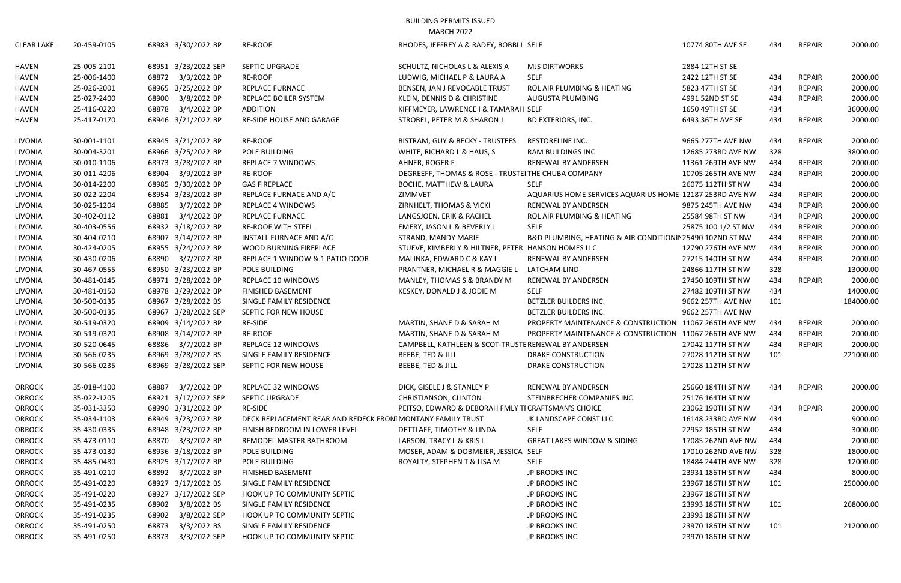BUILDING PERMITS ISSUED
MARCH 2022

| | | | | | | | | | | | |
|---|---|---|---|---|---|---|---|---|---|---|---|
| CLEAR LAKE | 20-459-0105 | 68983 | 3/30/2022 BP | RE-ROOF | RHODES, JEFFREY A & RADEY, BOBBI L | SELF | 10774 80TH AVE SE | 434 | REPAIR | 2000.00 |
| HAVEN | 25-005-2101 | 68951 | 3/23/2022 SEP | SEPTIC UPGRADE | SCHULTZ, NICHOLAS L & ALEXIS A | MJS DIRTWORKS | 2884 12TH ST SE | | | |
| HAVEN | 25-006-1400 | 68872 | 3/3/2022 BP | RE-ROOF | LUDWIG, MICHAEL P & LAURA A | SELF | 2422 12TH ST SE | 434 | REPAIR | 2000.00 |
| HAVEN | 25-026-2001 | 68965 | 3/25/2022 BP | REPLACE FURNACE | BENSEN, JAN J REVOCABLE TRUST | ROL AIR PLUMBING & HEATING | 5823 47TH ST SE | 434 | REPAIR | 2000.00 |
| HAVEN | 25-027-2400 | 68900 | 3/8/2022 BP | REPLACE BOILER SYSTEM | KLEIN, DENNIS D & CHRISTINE | AUGUSTA PLUMBING | 4991 52ND ST SE | 434 | REPAIR | 2000.00 |
| HAVEN | 25-416-0220 | 68878 | 3/4/2022 BP | ADDITION | KIFFMEYER, LAWRENCE I & TAMARAH | SELF | 1650 49TH ST SE | 434 | | 36000.00 |
| HAVEN | 25-417-0170 | 68946 | 3/21/2022 BP | RE-SIDE HOUSE AND GARAGE | STROBEL, PETER M & SHARON J | BD EXTERIORS, INC. | 6493 36TH AVE SE | 434 | REPAIR | 2000.00 |
| LIVONIA | 30-001-1101 | 68945 | 3/21/2022 BP | RE-ROOF | BISTRAM, GUY & BECKY - TRUSTEES | RESTORELINE INC. | 9665 277TH AVE NW | 434 | REPAIR | 2000.00 |
| LIVONIA | 30-004-3201 | 68966 | 3/25/2022 BP | POLE BUILDING | WHITE, RICHARD L & HAUS, S | RAM BUILDINGS INC | 12685 273RD AVE NW | 328 | | 38000.00 |
| LIVONIA | 30-010-1106 | 68973 | 3/28/2022 BP | REPLACE 7 WINDOWS | AHNER, ROGER F | RENEWAL BY ANDERSEN | 11361 269TH AVE NW | 434 | REPAIR | 2000.00 |
| LIVONIA | 30-011-4206 | 68904 | 3/9/2022 BP | RE-ROOF | DEGREEFF, THOMAS & ROSE - TRUSTEI | THE CHUBA COMPANY | 10705 265TH AVE NW | 434 | REPAIR | 2000.00 |
| LIVONIA | 30-014-2200 | 68985 | 3/30/2022 BP | GAS FIREPLACE | BOCHE, MATTHEW & LAURA | SELF | 26075 112TH ST NW | 434 | | 2000.00 |
| LIVONIA | 30-022-2204 | 68954 | 3/23/2022 BP | REPLACE FURNACE AND A/C | ZIMMVET | AQUARIUS HOME SERVICES AQUARIUS HOME | 12187 253RD AVE NW | 434 | REPAIR | 2000.00 |
| LIVONIA | 30-025-1204 | 68885 | 3/7/2022 BP | REPLACE 4 WINDOWS | ZIRNHELT, THOMAS & VICKI | RENEWAL BY ANDERSEN | 9875 245TH AVE NW | 434 | REPAIR | 2000.00 |
| LIVONIA | 30-402-0112 | 68881 | 3/4/2022 BP | REPLACE FURNACE | LANGSJOEN, ERIK & RACHEL | ROL AIR PLUMBING & HEATING | 25584 98TH ST NW | 434 | REPAIR | 2000.00 |
| LIVONIA | 30-403-0556 | 68932 | 3/18/2022 BP | RE-ROOF WITH STEEL | EMERY, JASON L & BEVERLY J | SELF | 25875 100 1/2 ST NW | 434 | REPAIR | 2000.00 |
| LIVONIA | 30-404-0210 | 68907 | 3/14/2022 BP | INSTALL FURNACE AND A/C | STRAND, MANDY MARIE | B&D PLUMBING, HEATING & AIR CONDITIONII | 25490 102ND ST NW | 434 | REPAIR | 2000.00 |
| LIVONIA | 30-424-0205 | 68955 | 3/24/2022 BP | WOOD BURNING FIREPLACE | STUEVE, KIMBERLY & HILTNER, PETER | HANSON HOMES LLC | 12790 276TH AVE NW | 434 | REPAIR | 2000.00 |
| LIVONIA | 30-430-0206 | 68890 | 3/7/2022 BP | REPLACE 1 WINDOW & 1 PATIO DOOR | MALINKA, EDWARD C & KAY L | RENEWAL BY ANDERSEN | 27215 140TH ST NW | 434 | REPAIR | 2000.00 |
| LIVONIA | 30-467-0555 | 68950 | 3/23/2022 BP | POLE BUILDING | PRANTNER, MICHAEL R & MAGGIE L | LATCHAM-LIND | 24866 117TH ST NW | 328 | | 13000.00 |
| LIVONIA | 30-481-0145 | 68971 | 3/28/2022 BP | REPLACE 10 WINDOWS | MANLEY, THOMAS S & BRANDY M | RENEWAL BY ANDERSEN | 27450 109TH ST NW | 434 | REPAIR | 2000.00 |
| LIVONIA | 30-481-0150 | 68978 | 3/29/2022 BP | FINISHED BASEMENT | KESKEY, DONALD J & JODIE M | SELF | 27482 109TH ST NW | 434 | | 14000.00 |
| LIVONIA | 30-500-0135 | 68967 | 3/28/2022 BS | SINGLE FAMILY RESIDENCE | | BETZLER BUILDERS INC. | 9662 257TH AVE NW | 101 | | 184000.00 |
| LIVONIA | 30-500-0135 | 68967 | 3/28/2022 SEP | SEPTIC FOR NEW HOUSE | | BETZLER BUILDERS INC. | 9662 257TH AVE NW | | | |
| LIVONIA | 30-519-0320 | 68909 | 3/14/2022 BP | RE-SIDE | MARTIN, SHANE D & SARAH M | PROPERTY MAINTENANCE & CONSTRUCTION | 11067 266TH AVE NW | 434 | REPAIR | 2000.00 |
| LIVONIA | 30-519-0320 | 68908 | 3/14/2022 BP | RE-ROOF | MARTIN, SHANE D & SARAH M | PROPERTY MAINTENANCE & CONSTRUCTION | 11067 266TH AVE NW | 434 | REPAIR | 2000.00 |
| LIVONIA | 30-520-0645 | 68886 | 3/7/2022 BP | REPLACE 12 WINDOWS | CAMPBELL, KATHLEEN & SCOT-TRUSTE | RENEWAL BY ANDERSEN | 27042 117TH ST NW | 434 | REPAIR | 2000.00 |
| LIVONIA | 30-566-0235 | 68969 | 3/28/2022 BS | SINGLE FAMILY RESIDENCE | BEEBE, TED & JILL | DRAKE CONSTRUCTION | 27028 112TH ST NW | 101 | | 221000.00 |
| LIVONIA | 30-566-0235 | 68969 | 3/28/2022 SEP | SEPTIC FOR NEW HOUSE | BEEBE, TED & JILL | DRAKE CONSTRUCTION | 27028 112TH ST NW | | | |
| ORROCK | 35-018-4100 | 68887 | 3/7/2022 BP | REPLACE 32 WINDOWS | DICK, GISELE J & STANLEY P | RENEWAL BY ANDERSEN | 25660 184TH ST NW | 434 | REPAIR | 2000.00 |
| ORROCK | 35-022-1205 | 68921 | 3/17/2022 SEP | SEPTIC UPGRADE | CHRISTIANSON, CLINTON | STEINBRECHER COMPANIES INC | 25176 164TH ST NW | | | |
| ORROCK | 35-031-3350 | 68990 | 3/31/2022 BP | RE-SIDE | PEITSO, EDWARD & DEBORAH FMLY TI | CRAFTSMAN'S CHOICE | 23062 190TH ST NW | 434 | REPAIR | 2000.00 |
| ORROCK | 35-034-1103 | 68949 | 3/23/2022 BP | DECK REPLACEMENT REAR AND REDECK FRONT | MONTANY FAMILY TRUST | JK LANDSCAPE CONST LLC | 16148 233RD AVE NW | 434 | | 9000.00 |
| ORROCK | 35-430-0335 | 68948 | 3/23/2022 BP | FINISH BEDROOM IN LOWER LEVEL | DETTLAFF, TIMOTHY & LINDA | SELF | 22952 185TH ST NW | 434 | | 3000.00 |
| ORROCK | 35-473-0110 | 68870 | 3/3/2022 BP | REMODEL MASTER BATHROOM | LARSON, TRACY L & KRIS L | GREAT LAKES WINDOW & SIDING | 17085 262ND AVE NW | 434 | | 2000.00 |
| ORROCK | 35-473-0130 | 68936 | 3/18/2022 BP | POLE BUILDING | MOSER, ADAM & DOBMEIER, JESSICA | SELF | 17010 262ND AVE NW | 328 | | 18000.00 |
| ORROCK | 35-485-0480 | 68925 | 3/17/2022 BP | POLE BUILDING | ROYALTY, STEPHEN T & LISA M | SELF | 18484 244TH AVE NW | 328 | | 12000.00 |
| ORROCK | 35-491-0210 | 68892 | 3/7/2022 BP | FINISHED BASEMENT | | JP BROOKS INC | 23931 186TH ST NW | 434 | | 8000.00 |
| ORROCK | 35-491-0220 | 68927 | 3/17/2022 BS | SINGLE FAMILY RESIDENCE | | JP BROOKS INC | 23967 186TH ST NW | 101 | | 250000.00 |
| ORROCK | 35-491-0220 | 68927 | 3/17/2022 SEP | HOOK UP TO COMMUNITY SEPTIC | | JP BROOKS INC | 23967 186TH ST NW | | | |
| ORROCK | 35-491-0235 | 68902 | 3/8/2022 BS | SINGLE FAMILY RESIDENCE | | JP BROOKS INC | 23993 186TH ST NW | 101 | | 268000.00 |
| ORROCK | 35-491-0235 | 68902 | 3/8/2022 SEP | HOOK UP TO COMMUNITY SEPTIC | | JP BROOKS INC | 23993 186TH ST NW | | | |
| ORROCK | 35-491-0250 | 68873 | 3/3/2022 BS | SINGLE FAMILY RESIDENCE | | JP BROOKS INC | 23970 186TH ST NW | 101 | | 212000.00 |
| ORROCK | 35-491-0250 | 68873 | 3/3/2022 SEP | HOOK UP TO COMMUNITY SEPTIC | | JP BROOKS INC | 23970 186TH ST NW | | | |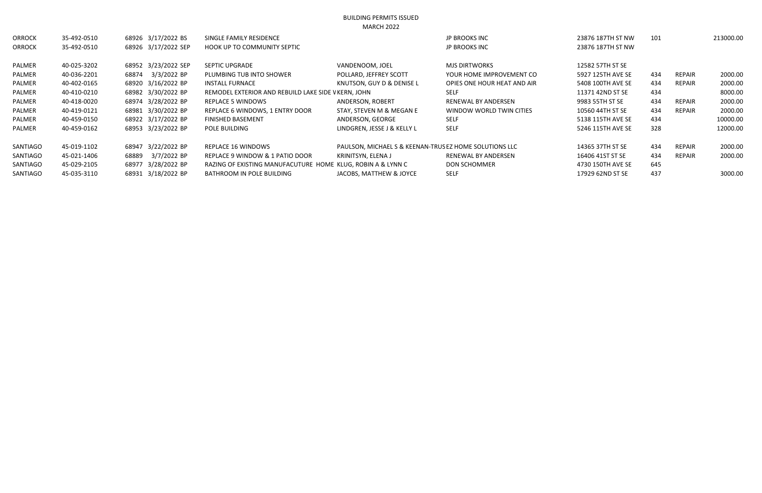BUILDING PERMITS ISSUED

MARCH 2022

| | | | | | | | | | | | |
|---|---|---|---|---|---|---|---|---|---|---|---|
| ORROCK | 35-492-0510 | 68926 | 3/17/2022 | BS | SINGLE FAMILY RESIDENCE | | JP BROOKS INC | 23876 187TH ST NW | 101 | | 213000.00 |
| ORROCK | 35-492-0510 | 68926 | 3/17/2022 | SEP | HOOK UP TO COMMUNITY SEPTIC | | JP BROOKS INC | 23876 187TH ST NW | | | |
| | | | | | | | | | | | |
| PALMER | 40-025-3202 | 68952 | 3/23/2022 | SEP | SEPTIC UPGRADE | VANDENOOM, JOEL | MJS DIRTWORKS | 12582 57TH ST SE | | | |
| PALMER | 40-036-2201 | 68874 | 3/3/2022 | BP | PLUMBING TUB INTO SHOWER | POLLARD, JEFFREY SCOTT | YOUR HOME IMPROVEMENT CO | 5927 125TH AVE SE | 434 | REPAIR | 2000.00 |
| PALMER | 40-402-0165 | 68920 | 3/16/2022 | BP | INSTALL FURNACE | KNUTSON, GUY D & DENISE L | OPIES ONE HOUR HEAT AND AIR | 5408 100TH AVE SE | 434 | REPAIR | 2000.00 |
| PALMER | 40-410-0210 | 68982 | 3/30/2022 | BP | REMODEL EXTERIOR AND REBUILD LAKE SIDE V | KERN, JOHN | SELF | 11371 42ND ST SE | 434 | | 8000.00 |
| PALMER | 40-418-0020 | 68974 | 3/28/2022 | BP | REPLACE 5 WINDOWS | ANDERSON, ROBERT | RENEWAL BY ANDERSEN | 9983 55TH ST SE | 434 | REPAIR | 2000.00 |
| PALMER | 40-419-0121 | 68981 | 3/30/2022 | BP | REPLACE 6 WINDOWS, 1 ENTRY DOOR | STAY, STEVEN M & MEGAN E | WINDOW WORLD TWIN CITIES | 10560 44TH ST SE | 434 | REPAIR | 2000.00 |
| PALMER | 40-459-0150 | 68922 | 3/17/2022 | BP | FINISHED BASEMENT | ANDERSON, GEORGE | SELF | 5138 115TH AVE SE | 434 | | 10000.00 |
| PALMER | 40-459-0162 | 68953 | 3/23/2022 | BP | POLE BUILDING | LINDGREN, JESSE J & KELLY L | SELF | 5246 115TH AVE SE | 328 | | 12000.00 |
| | | | | | | | | | | | |
| SANTIAGO | 45-019-1102 | 68947 | 3/22/2022 | BP | REPLACE 16 WINDOWS | PAULSON, MICHAEL S & KEENAN-TRUS | EZ HOME SOLUTIONS LLC | 14365 37TH ST SE | 434 | REPAIR | 2000.00 |
| SANTIAGO | 45-021-1406 | 68889 | 3/7/2022 | BP | REPLACE 9 WINDOW & 1 PATIO DOOR | KRINITSYN, ELENA J | RENEWAL BY ANDERSEN | 16406 41ST ST SE | 434 | REPAIR | 2000.00 |
| SANTIAGO | 45-029-2105 | 68977 | 3/28/2022 | BP | RAZING OF EXISTING MANUFACUTURE HOME | KLUG, ROBIN A & LYNN C | DON SCHOMMER | 4730 150TH AVE SE | 645 | | |
| SANTIAGO | 45-035-3110 | 68931 | 3/18/2022 | BP | BATHROOM IN POLE BUILDING | JACOBS, MATTHEW & JOYCE | SELF | 17929 62ND ST SE | 437 | | 3000.00 |